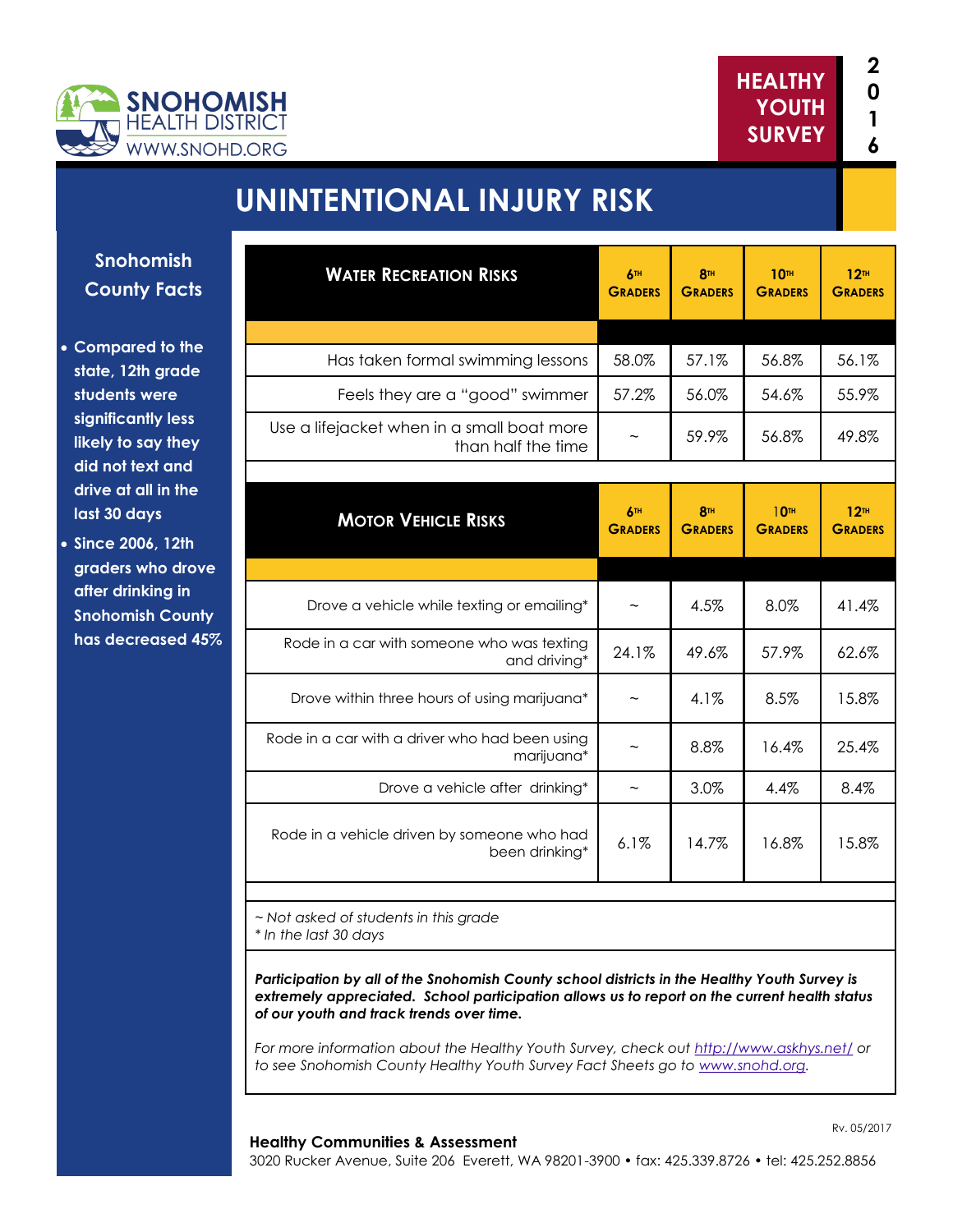SNOHOMISH HEALTH DISTRICT
WWW.SNOHD.ORG

HEALTHY YOUTH SURVEY 2016

# UNINTENTIONAL INJURY RISK

## Snohomish County Facts

- Compared to the state, 12th grade students were significantly less likely to say they did not text and drive at all in the last 30 days
- Since 2006, 12th graders who drove after drinking in Snohomish County has decreased 45%

| Water Recreation Risks | 6th Graders | 8th Graders | 10th Graders | 12th Graders |
|---|---|---|---|---|
| Has taken formal swimming lessons | 58.0% | 57.1% | 56.8% | 56.1% |
| Feels they are a "good" swimmer | 57.2% | 56.0% | 54.6% | 55.9% |
| Use a lifejacket when in a small boat more than half the time | ~ | 59.9% | 56.8% | 49.8% |

| Motor Vehicle Risks | 6th Graders | 8th Graders | 10th Graders | 12th Graders |
|---|---|---|---|---|
| Drove a vehicle while texting or emailing* | ~ | 4.5% | 8.0% | 41.4% |
| Rode in a car with someone who was texting and driving* | 24.1% | 49.6% | 57.9% | 62.6% |
| Drove within three hours of using marijuana* | ~ | 4.1% | 8.5% | 15.8% |
| Rode in a car with a driver who had been using marijuana* | ~ | 8.8% | 16.4% | 25.4% |
| Drove a vehicle after drinking* | ~ | 3.0% | 4.4% | 8.4% |
| Rode in a vehicle driven by someone who had been drinking* | 6.1% | 14.7% | 16.8% | 15.8% |

*~ Not asked of students in this grade*
** In the last 30 days*

***Participation by all of the Snohomish County school districts in the Healthy Youth Survey is extremely appreciated. School participation allows us to report on the current health status of our youth and track trends over time.***

*For more information about the Healthy Youth Survey, check out http://www.askhys.net/ or to see Snohomish County Healthy Youth Survey Fact Sheets go to www.snohd.org.*

Rv. 05/2017

**Healthy Communities & Assessment**
3020 Rucker Avenue, Suite 206 Everett, WA 98201-3900 • fax: 425.339.8726 • tel: 425.252.8856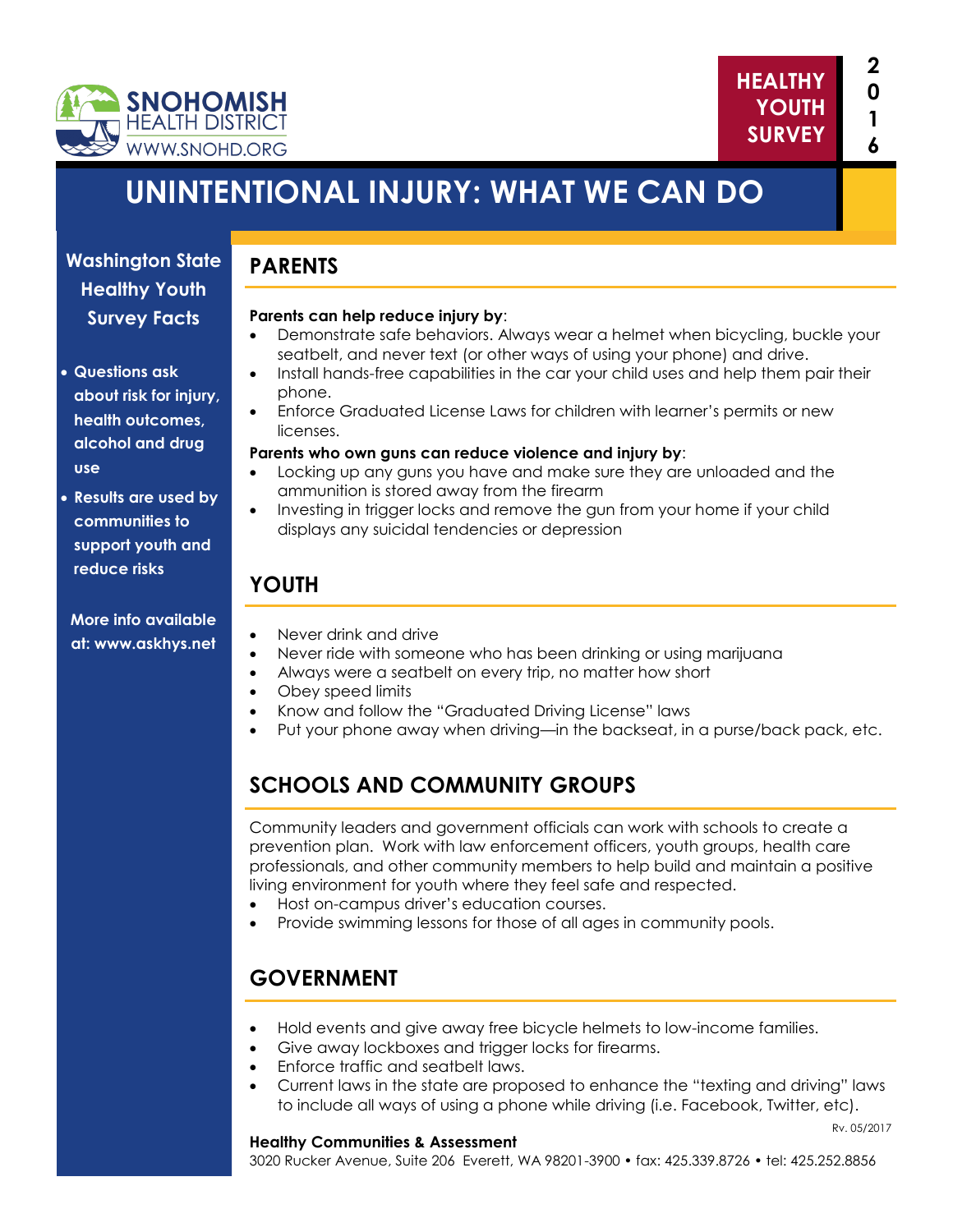SNOHOMISH HEALTH DISTRICT
WWW.SNOHD.ORG

HEALTHY YOUTH SURVEY 2016

# UNINTENTIONAL INJURY: WHAT WE CAN DO

**Washington State Healthy Youth Survey Facts**

- **Questions ask about risk for injury, health outcomes, alcohol and drug use**
- **Results are used by communities to support youth and reduce risks**

**More info available at: www.askhys.net**

## PARENTS

**Parents can help reduce injury by**:

- Demonstrate safe behaviors. Always wear a helmet when bicycling, buckle your seatbelt, and never text (or other ways of using your phone) and drive.
- Install hands-free capabilities in the car your child uses and help them pair their phone.
- Enforce Graduated License Laws for children with learner's permits or new licenses.

**Parents who own guns can reduce violence and injury by**:

- Locking up any guns you have and make sure they are unloaded and the ammunition is stored away from the firearm
- Investing in trigger locks and remove the gun from your home if your child displays any suicidal tendencies or depression

## YOUTH

- Never drink and drive
- Never ride with someone who has been drinking or using marijuana
- Always were a seatbelt on every trip, no matter how short
- Obey speed limits
- Know and follow the "Graduated Driving License" laws
- Put your phone away when driving—in the backseat, in a purse/back pack, etc.

## SCHOOLS AND COMMUNITY GROUPS

Community leaders and government officials can work with schools to create a prevention plan. Work with law enforcement officers, youth groups, health care professionals, and other community members to help build and maintain a positive living environment for youth where they feel safe and respected.

- Host on-campus driver's education courses.
- Provide swimming lessons for those of all ages in community pools.

## GOVERNMENT

- Hold events and give away free bicycle helmets to low-income families.
- Give away lockboxes and trigger locks for firearms.
- Enforce traffic and seatbelt laws.
- Current laws in the state are proposed to enhance the "texting and driving" laws to include all ways of using a phone while driving (i.e. Facebook, Twitter, etc).

Rv. 05/2017

**Healthy Communities & Assessment**
3020 Rucker Avenue, Suite 206 Everett, WA 98201-3900 • fax: 425.339.8726 • tel: 425.252.8856